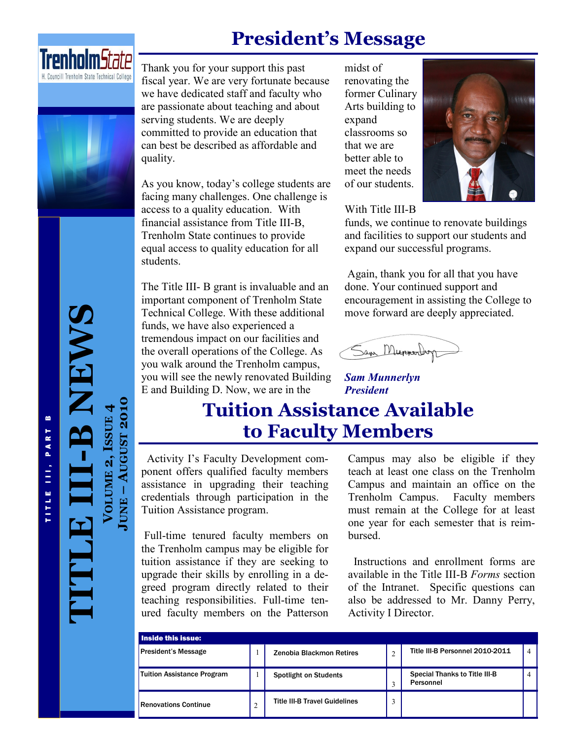# TITLE III-B NEWS

**Volume 2, Issue 4**
**June – August 2010**

## President's Message

Thank you for your support this past fiscal year. We are very fortunate because we have dedicated staff and faculty who are passionate about teaching and about serving students. We are deeply committed to provide an education that can best be described as affordable and quality.

As you know, today's college students are facing many challenges. One challenge is access to a quality education. With financial assistance from Title III-B, Trenholm State continues to provide equal access to quality education for all students.

The Title III- B grant is invaluable and an important component of Trenholm State Technical College. With these additional funds, we have also experienced a tremendous impact on our facilities and the overall operations of the College. As you walk around the Trenholm campus, you will see the newly renovated Building E and Building D. Now, we are in the midst of renovating the former Culinary Arts building to expand classrooms so that we are better able to meet the needs of our students.

With Title III-B funds, we continue to renovate buildings and facilities to support our students and expand our successful programs.

Again, thank you for all that you have done. Your continued support and encouragement in assisting the College to move forward are deeply appreciated.

***Sam Munnerlyn***
***President***

## Tuition Assistance Available to Faculty Members

Activity I's Faculty Development component offers qualified faculty members assistance in upgrading their teaching credentials through participation in the Tuition Assistance program.

Full-time tenured faculty members on the Trenholm campus may be eligible for tuition assistance if they are seeking to upgrade their skills by enrolling in a degreed program directly related to their teaching responsibilities. Full-time tenured faculty members on the Patterson Campus may also be eligible if they teach at least one class on the Trenholm Campus and maintain an office on the Trenholm Campus. Faculty members must remain at the College for at least one year for each semester that is reimbursed.

Instructions and enrollment forms are available in the Title III-B *Forms* section of the Intranet. Specific questions can also be addressed to Mr. Danny Perry, Activity I Director.

| Inside this issue: | | | | | |
|---|---|---|---|---|---|
| President's Message | 1 | Zenobia Blackmon Retires | 2 | Title III-B Personnel 2010-2011 | 4 |
| Tuition Assistance Program | 1 | Spotlight on Students | 3 | Special Thanks to Title III-B Personnel | 4 |
| Renovations Continue | 2 | Title III-B Travel Guidelines | 3 | | |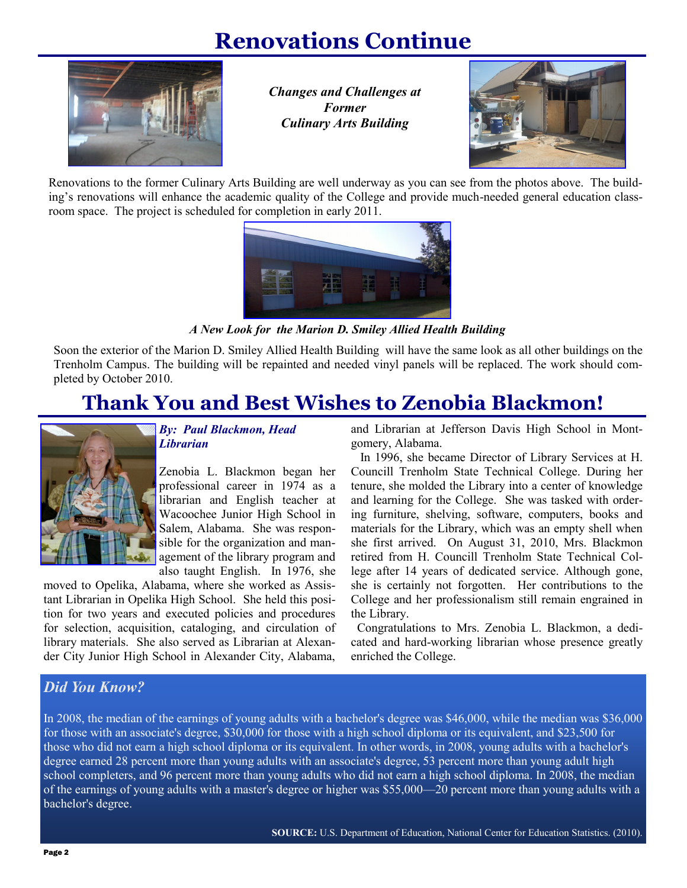# Renovations Continue

*Changes and Challenges at Former Culinary Arts Building*

Renovations to the former Culinary Arts Building are well underway as you can see from the photos above. The building's renovations will enhance the academic quality of the College and provide much-needed general education classroom space. The project is scheduled for completion in early 2011.

*A New Look for the Marion D. Smiley Allied Health Building*

Soon the exterior of the Marion D. Smiley Allied Health Building will have the same look as all other buildings on the Trenholm Campus. The building will be repainted and needed vinyl panels will be replaced. The work should completed by October 2010.

# Thank You and Best Wishes to Zenobia Blackmon!

***By: Paul Blackmon, Head Librarian***

Zenobia L. Blackmon began her professional career in 1974 as a librarian and English teacher at Wacoochee Junior High School in Salem, Alabama. She was responsible for the organization and management of the library program and also taught English. In 1976, she moved to Opelika, Alabama, where she worked as Assistant Librarian in Opelika High School. She held this position for two years and executed policies and procedures for selection, acquisition, cataloging, and circulation of library materials. She also served as Librarian at Alexander City Junior High School in Alexander City, Alabama, and Librarian at Jefferson Davis High School in Montgomery, Alabama.

In 1996, she became Director of Library Services at H. Councill Trenholm State Technical College. During her tenure, she molded the Library into a center of knowledge and learning for the College. She was tasked with ordering furniture, shelving, software, computers, books and materials for the Library, which was an empty shell when she first arrived. On August 31, 2010, Mrs. Blackmon retired from H. Councill Trenholm State Technical College after 14 years of dedicated service. Although gone, she is certainly not forgotten. Her contributions to the College and her professionalism still remain engrained in the Library.

Congratulations to Mrs. Zenobia L. Blackmon, a dedicated and hard-working librarian whose presence greatly enriched the College.

## *Did You Know?*

In 2008, the median of the earnings of young adults with a bachelor's degree was $46,000, while the median was $36,000 for those with an associate's degree, $30,000 for those with a high school diploma or its equivalent, and $23,500 for those who did not earn a high school diploma or its equivalent. In other words, in 2008, young adults with a bachelor's degree earned 28 percent more than young adults with an associate's degree, 53 percent more than young adult high school completers, and 96 percent more than young adults who did not earn a high school diploma. In 2008, the median of the earnings of young adults with a master's degree or higher was $55,000—20 percent more than young adults with a bachelor's degree.

**SOURCE:** U.S. Department of Education, National Center for Education Statistics. (2010).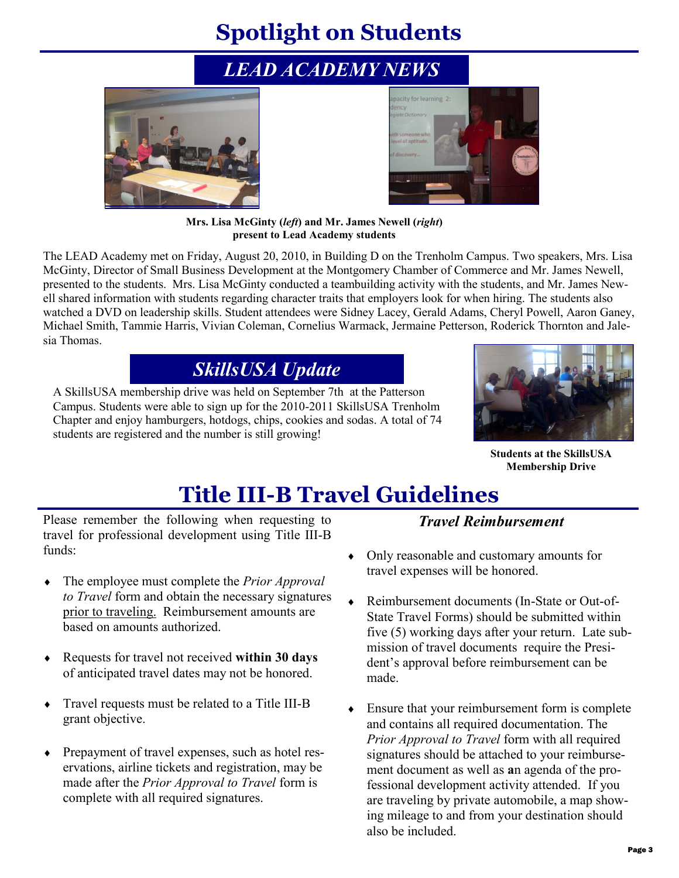# Spotlight on Students

## *LEAD ACADEMY NEWS*

**Mrs. Lisa McGinty (*left*) and Mr. James Newell (*right*) present to Lead Academy students**

The LEAD Academy met on Friday, August 20, 2010, in Building D on the Trenholm Campus. Two speakers, Mrs. Lisa McGinty, Director of Small Business Development at the Montgomery Chamber of Commerce and Mr. James Newell, presented to the students. Mrs. Lisa McGinty conducted a teambuilding activity with the students, and Mr. James Newell shared information with students regarding character traits that employers look for when hiring. The students also watched a DVD on leadership skills. Student attendees were Sidney Lacey, Gerald Adams, Cheryl Powell, Aaron Ganey, Michael Smith, Tammie Harris, Vivian Coleman, Cornelius Warmack, Jermaine Petterson, Roderick Thornton and Jalesia Thomas.

## *SkillsUSA Update*

A SkillsUSA membership drive was held on September 7th at the Patterson Campus. Students were able to sign up for the 2010-2011 SkillsUSA Trenholm Chapter and enjoy hamburgers, hotdogs, chips, cookies and sodas. A total of 74 students are registered and the number is still growing!

**Students at the SkillsUSA Membership Drive**

# Title III-B Travel Guidelines

Please remember the following when requesting to travel for professional development using Title III-B funds:

- The employee must complete the *Prior Approval to Travel* form and obtain the necessary signatures prior to traveling. Reimbursement amounts are based on amounts authorized.
- Requests for travel not received **within 30 days** of anticipated travel dates may not be honored.
- Travel requests must be related to a Title III-B grant objective.
- Prepayment of travel expenses, such as hotel reservations, airline tickets and registration, may be made after the *Prior Approval to Travel* form is complete with all required signatures.

### *Travel Reimbursement*

- Only reasonable and customary amounts for travel expenses will be honored.
- Reimbursement documents (In-State or Out-of-State Travel Forms) should be submitted within five (5) working days after your return. Late submission of travel documents require the President's approval before reimbursement can be made.
- Ensure that your reimbursement form is complete and contains all required documentation. The *Prior Approval to Travel* form with all required signatures should be attached to your reimbursement document as well as an agenda of the professional development activity attended. If you are traveling by private automobile, a map showing mileage to and from your destination should also be included.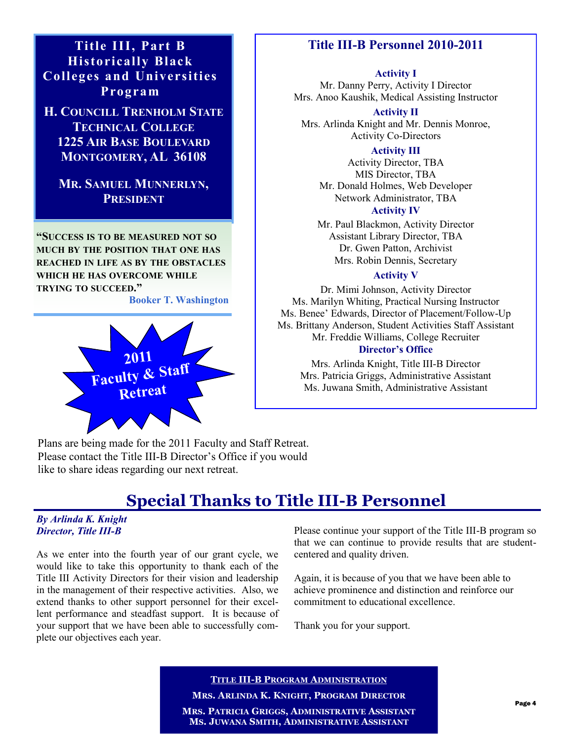## Title III, Part B Historically Black Colleges and Universities Program

**H. Councill Trenholm State Technical College**
**1225 Air Base Boulevard**
**Montgomery, AL 36108**

**Mr. Samuel Munnerlyn, President**

**"Success is to be measured not so much by the position that one has reached in life as by the obstacles which he has overcome while trying to succeed."**

**Booker T. Washington**

## Title III-B Personnel 2010-2011

**Activity I**

Mr. Danny Perry, Activity I Director
Mrs. Anoo Kaushik, Medical Assisting Instructor

**Activity II**

Mrs. Arlinda Knight and Mr. Dennis Monroe, Activity Co-Directors

**Activity III**

Activity Director, TBA
MIS Director, TBA
Mr. Donald Holmes, Web Developer
Network Administrator, TBA

**Activity IV**

Mr. Paul Blackmon, Activity Director
Assistant Library Director, TBA
Dr. Gwen Patton, Archivist
Mrs. Robin Dennis, Secretary

**Activity V**

Dr. Mimi Johnson, Activity Director
Ms. Marilyn Whiting, Practical Nursing Instructor
Ms. Benee' Edwards, Director of Placement/Follow-Up
Ms. Brittany Anderson, Student Activities Staff Assistant
Mr. Freddie Williams, College Recruiter

**Director's Office**

Mrs. Arlinda Knight, Title III-B Director
Mrs. Patricia Griggs, Administrative Assistant
Ms. Juwana Smith, Administrative Assistant

## 2011 Faculty & Staff Retreat

Plans are being made for the 2011 Faculty and Staff Retreat. Please contact the Title III-B Director's Office if you would like to share ideas regarding our next retreat.

# Special Thanks to Title III-B Personnel

***By Arlinda K. Knight***
***Director, Title III-B***

As we enter into the fourth year of our grant cycle, we would like to take this opportunity to thank each of the Title III Activity Directors for their vision and leadership in the management of their respective activities. Also, we extend thanks to other support personnel for their excellent performance and steadfast support. It is because of your support that we have been able to successfully complete our objectives each year.

Please continue your support of the Title III-B program so that we can continue to provide results that are student-centered and quality driven.

Again, it is because of you that we have been able to achieve prominence and distinction and reinforce our commitment to educational excellence.

Thank you for your support.

**Title III-B Program Administration**

**Mrs. Arlinda K. Knight, Program Director**
**Mrs. Patricia Griggs, Administrative Assistant**
**Ms. Juwana Smith, Administrative Assistant**